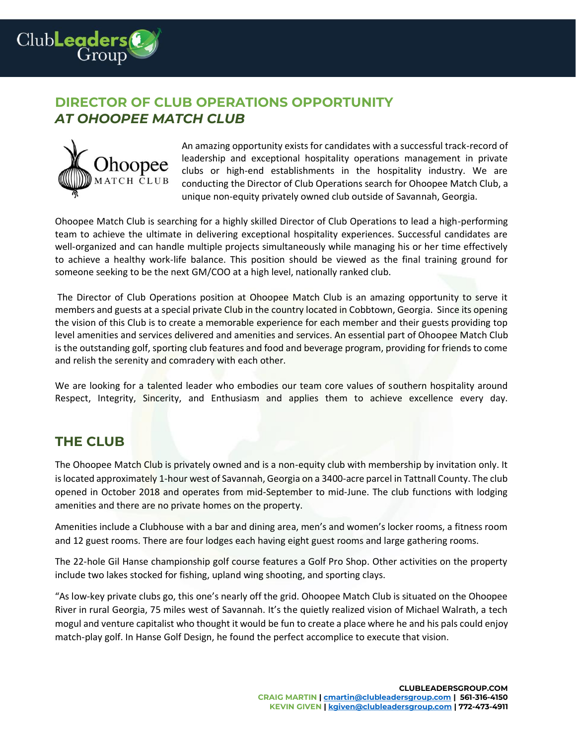# DIRECTOR OF CLUB OPERATIONS OPPORTUNITY
## *AT OHOOPEE MATCH CLUB*

An amazing opportunity exists for candidates with a successful track-record of leadership and exceptional hospitality operations management in private clubs or high-end establishments in the hospitality industry. We are conducting the Director of Club Operations search for Ohoopee Match Club, a unique non-equity privately owned club outside of Savannah, Georgia.

Ohoopee Match Club is searching for a highly skilled Director of Club Operations to lead a high-performing team to achieve the ultimate in delivering exceptional hospitality experiences. Successful candidates are well-organized and can handle multiple projects simultaneously while managing his or her time effectively to achieve a healthy work-life balance. This position should be viewed as the final training ground for someone seeking to be the next GM/COO at a high level, nationally ranked club.

The Director of Club Operations position at Ohoopee Match Club is an amazing opportunity to serve it members and guests at a special private Club in the country located in Cobbtown, Georgia. Since its opening the vision of this Club is to create a memorable experience for each member and their guests providing top level amenities and services delivered and amenities and services. An essential part of Ohoopee Match Club is the outstanding golf, sporting club features and food and beverage program, providing for friends to come and relish the serenity and comradery with each other.

We are looking for a talented leader who embodies our team core values of southern hospitality around Respect, Integrity, Sincerity, and Enthusiasm and applies them to achieve excellence every day.

## THE CLUB

The Ohoopee Match Club is privately owned and is a non-equity club with membership by invitation only. It is located approximately 1-hour west of Savannah, Georgia on a 3400-acre parcel in Tattnall County. The club opened in October 2018 and operates from mid-September to mid-June. The club functions with lodging amenities and there are no private homes on the property.

Amenities include a Clubhouse with a bar and dining area, men's and women's locker rooms, a fitness room and 12 guest rooms. There are four lodges each having eight guest rooms and large gathering rooms.

The 22-hole Gil Hanse championship golf course features a Golf Pro Shop. Other activities on the property include two lakes stocked for fishing, upland wing shooting, and sporting clays.

"As low-key private clubs go, this one's nearly off the grid. Ohoopee Match Club is situated on the Ohoopee River in rural Georgia, 75 miles west of Savannah. It's the quietly realized vision of Michael Walrath, a tech mogul and venture capitalist who thought it would be fun to create a place where he and his pals could enjoy match-play golf. In Hanse Golf Design, he found the perfect accomplice to execute that vision.

**CLUBLEADERSGROUP.COM**
**CRAIG MARTIN | cmartin@clubleadersgroup.com | 561-316-4150**
**KEVIN GIVEN | kgiven@clubleadersgroup.com | 772-473-4911**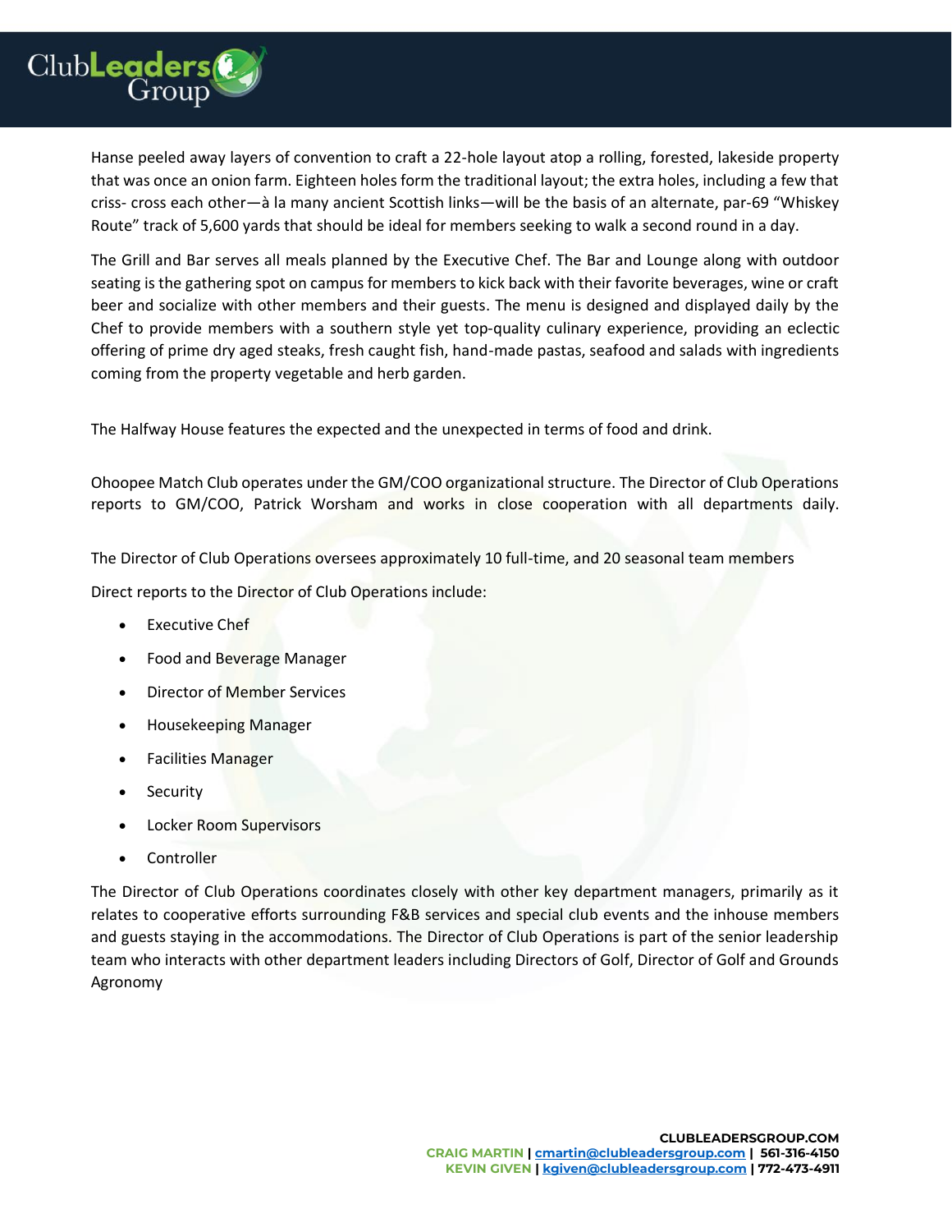Hanse peeled away layers of convention to craft a 22-hole layout atop a rolling, forested, lakeside property that was once an onion farm. Eighteen holes form the traditional layout; the extra holes, including a few that criss- cross each other—à la many ancient Scottish links—will be the basis of an alternate, par-69 "Whiskey Route" track of 5,600 yards that should be ideal for members seeking to walk a second round in a day.

The Grill and Bar serves all meals planned by the Executive Chef. The Bar and Lounge along with outdoor seating is the gathering spot on campus for members to kick back with their favorite beverages, wine or craft beer and socialize with other members and their guests. The menu is designed and displayed daily by the Chef to provide members with a southern style yet top-quality culinary experience, providing an eclectic offering of prime dry aged steaks, fresh caught fish, hand-made pastas, seafood and salads with ingredients coming from the property vegetable and herb garden.

The Halfway House features the expected and the unexpected in terms of food and drink.

Ohoopee Match Club operates under the GM/COO organizational structure. The Director of Club Operations reports to GM/COO, Patrick Worsham and works in close cooperation with all departments daily.

The Director of Club Operations oversees approximately 10 full-time, and 20 seasonal team members

Direct reports to the Director of Club Operations include:

- Executive Chef
- Food and Beverage Manager
- Director of Member Services
- Housekeeping Manager
- Facilities Manager
- Security
- Locker Room Supervisors
- Controller

The Director of Club Operations coordinates closely with other key department managers, primarily as it relates to cooperative efforts surrounding F&B services and special club events and the inhouse members and guests staying in the accommodations. The Director of Club Operations is part of the senior leadership team who interacts with other department leaders including Directors of Golf, Director of Golf and Grounds Agronomy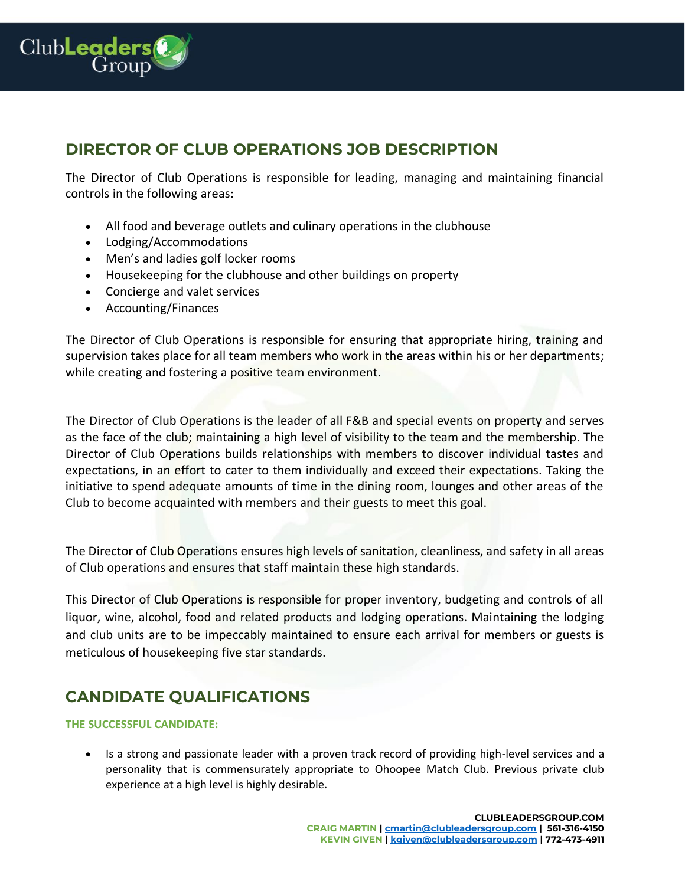## DIRECTOR OF CLUB OPERATIONS JOB DESCRIPTION

The Director of Club Operations is responsible for leading, managing and maintaining financial controls in the following areas:

- All food and beverage outlets and culinary operations in the clubhouse
- Lodging/Accommodations
- Men's and ladies golf locker rooms
- Housekeeping for the clubhouse and other buildings on property
- Concierge and valet services
- Accounting/Finances

The Director of Club Operations is responsible for ensuring that appropriate hiring, training and supervision takes place for all team members who work in the areas within his or her departments; while creating and fostering a positive team environment.

The Director of Club Operations is the leader of all F&B and special events on property and serves as the face of the club; maintaining a high level of visibility to the team and the membership. The Director of Club Operations builds relationships with members to discover individual tastes and expectations, in an effort to cater to them individually and exceed their expectations. Taking the initiative to spend adequate amounts of time in the dining room, lounges and other areas of the Club to become acquainted with members and their guests to meet this goal.

The Director of Club Operations ensures high levels of sanitation, cleanliness, and safety in all areas of Club operations and ensures that staff maintain these high standards.

This Director of Club Operations is responsible for proper inventory, budgeting and controls of all liquor, wine, alcohol, food and related products and lodging operations. Maintaining the lodging and club units are to be impeccably maintained to ensure each arrival for members or guests is meticulous of housekeeping five star standards.

## CANDIDATE QUALIFICATIONS

### THE SUCCESSFUL CANDIDATE:

- Is a strong and passionate leader with a proven track record of providing high-level services and a personality that is commensurately appropriate to Ohoopee Match Club. Previous private club experience at a high level is highly desirable.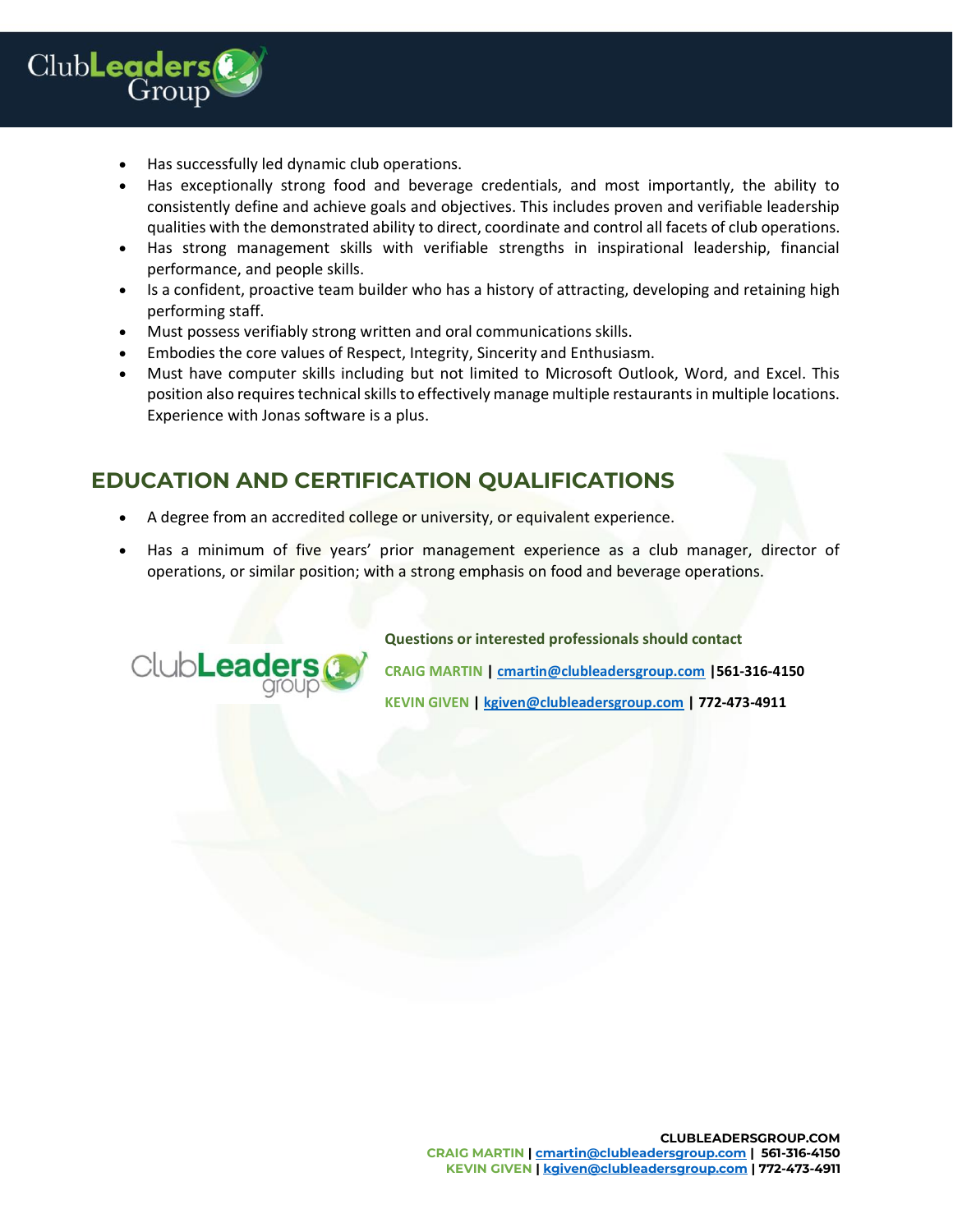- Has successfully led dynamic club operations.
- Has exceptionally strong food and beverage credentials, and most importantly, the ability to consistently define and achieve goals and objectives. This includes proven and verifiable leadership qualities with the demonstrated ability to direct, coordinate and control all facets of club operations.
- Has strong management skills with verifiable strengths in inspirational leadership, financial performance, and people skills.
- Is a confident, proactive team builder who has a history of attracting, developing and retaining high performing staff.
- Must possess verifiably strong written and oral communications skills.
- Embodies the core values of Respect, Integrity, Sincerity and Enthusiasm.
- Must have computer skills including but not limited to Microsoft Outlook, Word, and Excel. This position also requires technical skills to effectively manage multiple restaurants in multiple locations. Experience with Jonas software is a plus.

## EDUCATION AND CERTIFICATION QUALIFICATIONS

- A degree from an accredited college or university, or equivalent experience.
- Has a minimum of five years' prior management experience as a club manager, director of operations, or similar position; with a strong emphasis on food and beverage operations.

**Questions or interested professionals should contact**

**CRAIG MARTIN | cmartin@clubleadersgroup.com | 561-316-4150**

**KEVIN GIVEN | kgiven@clubleadersgroup.com | 772-473-4911**